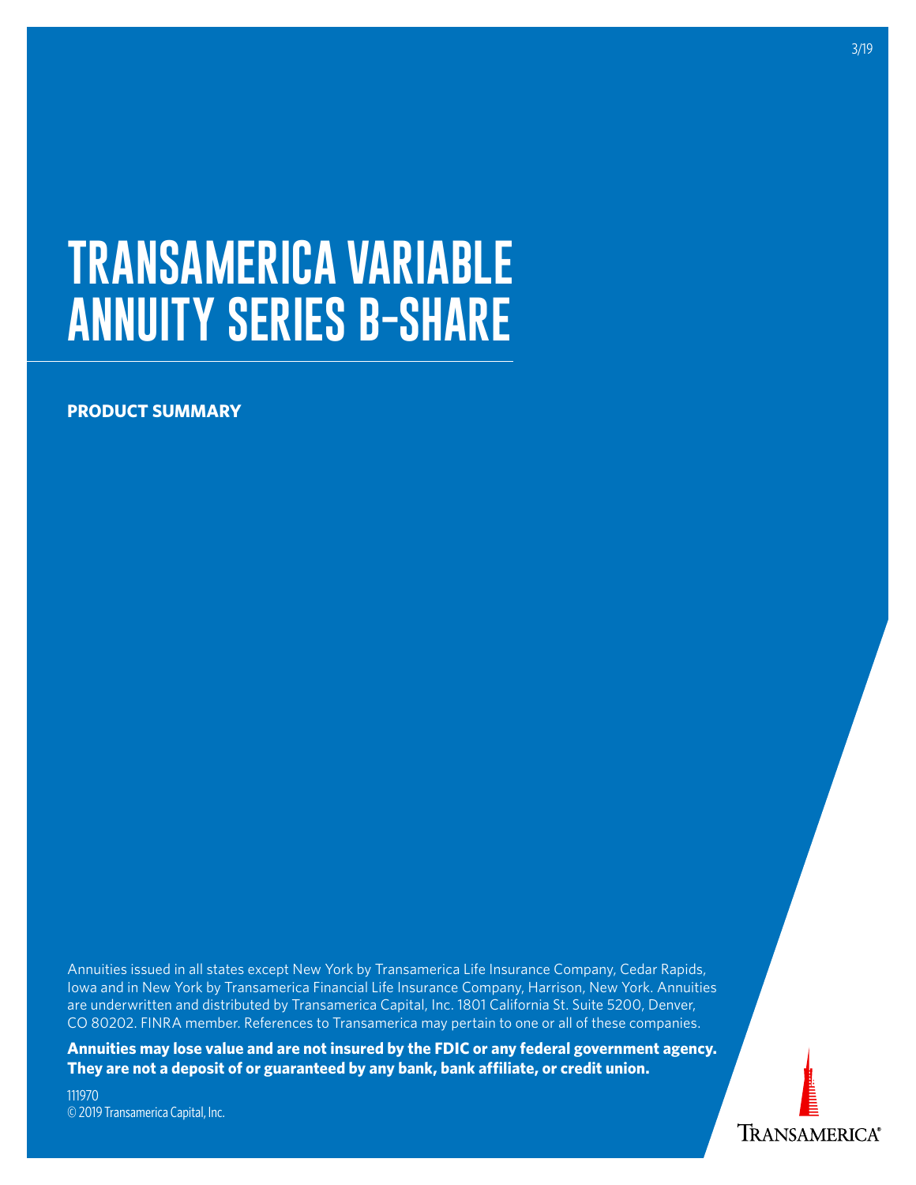# TRANSAMERICA VARIABLE ANNUITY SERIES B-SHARE

**PRODUCT SUMMARY**

Annuities issued in all states except New York by Transamerica Life Insurance Company, Cedar Rapids, Iowa and in New York by Transamerica Financial Life Insurance Company, Harrison, New York. Annuities are underwritten and distributed by Transamerica Capital, Inc. 1801 California St. Suite 5200, Denver, CO 80202. FINRA member. References to Transamerica may pertain to one or all of these companies.

**Annuities may lose value and are not insured by the FDIC or any federal government agency. They are not a deposit of or guaranteed by any bank, bank affiliate, or credit union.**

111970
© 2019 Transamerica Capital, Inc.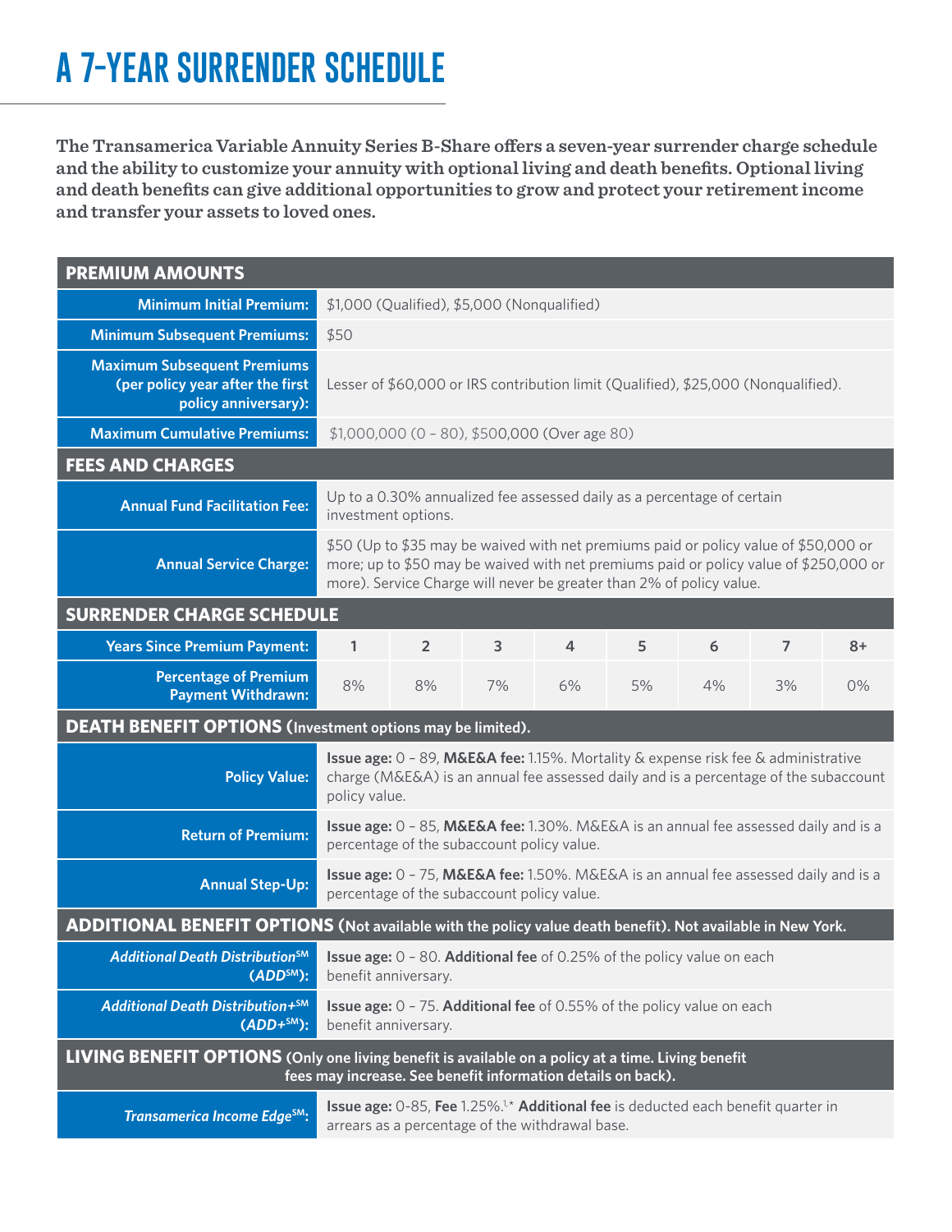# A 7-YEAR SURRENDER SCHEDULE

**The Transamerica Variable Annuity Series B-Share offers a seven-year surrender charge schedule and the ability to customize your annuity with optional living and death benefits. Optional living and death benefits can give additional opportunities to grow and protect your retirement income and transfer your assets to loved ones.**

| **PREMIUM AMOUNTS** | | | | | | | | |
|---|---|---|---|---|---|---|---|---|
| **Minimum Initial Premium:** | $1,000 (Qualified), $5,000 (Nonqualified) | | | | | | | |
| **Minimum Subsequent Premiums:** | $50 | | | | | | | |
| **Maximum Subsequent Premiums (per policy year after the first policy anniversary):** | Lesser of $60,000 or IRS contribution limit (Qualified), $25,000 (Nonqualified). | | | | | | | |
| **Maximum Cumulative Premiums:** | $1,000,000 (0 – 80), $500,000 (Over age 80) | | | | | | | |
| **FEES AND CHARGES** | | | | | | | | |
| **Annual Fund Facilitation Fee:** | Up to a 0.30% annualized fee assessed daily as a percentage of certain investment options. | | | | | | | |
| **Annual Service Charge:** | $50 (Up to $35 may be waived with net premiums paid or policy value of $50,000 or more; up to $50 may be waived with net premiums paid or policy value of $250,000 or more). Service Charge will never be greater than 2% of policy value. | | | | | | | |
| **SURRENDER CHARGE SCHEDULE** | | | | | | | | |
| **Years Since Premium Payment:** | 1 | 2 | 3 | 4 | 5 | 6 | 7 | 8+ |
| **Percentage of Premium Payment Withdrawn:** | 8% | 8% | 7% | 6% | 5% | 4% | 3% | 0% |
| **DEATH BENEFIT OPTIONS** (Investment options may be limited). | | | | | | | | |
| **Policy Value:** | **Issue age:** 0 – 89, **M&E&A fee:** 1.15%. Mortality & expense risk fee & administrative charge (M&E&A) is an annual fee assessed daily and is a percentage of the subaccount policy value. | | | | | | | |
| **Return of Premium:** | **Issue age:** 0 – 85, **M&E&A fee:** 1.30%. M&E&A is an annual fee assessed daily and is a percentage of the subaccount policy value. | | | | | | | |
| **Annual Step-Up:** | **Issue age:** 0 – 75, **M&E&A fee:** 1.50%. M&E&A is an annual fee assessed daily and is a percentage of the subaccount policy value. | | | | | | | |
| **ADDITIONAL BENEFIT OPTIONS** (Not available with the policy value death benefit). Not available in New York. | | | | | | | | |
| ***Additional Death Distribution℠ (ADD℠):*** | **Issue age:** 0 – 80. **Additional fee** of 0.25% of the policy value on each benefit anniversary. | | | | | | | |
| ***Additional Death Distribution+℠ (ADD+℠):*** | **Issue age:** 0 – 75. **Additional fee** of 0.55% of the policy value on each benefit anniversary. | | | | | | | |
| **LIVING BENEFIT OPTIONS** (Only one living benefit is available on a policy at a time. Living benefit fees may increase. See benefit information details on back). | | | | | | | | |
| ***Transamerica Income Edge℠:*** | **Issue age:** 0-85, **Fee** 1.25%.[1,*] **Additional fee** is deducted each benefit quarter in arrears as a percentage of the withdrawal base. | | | | | | | |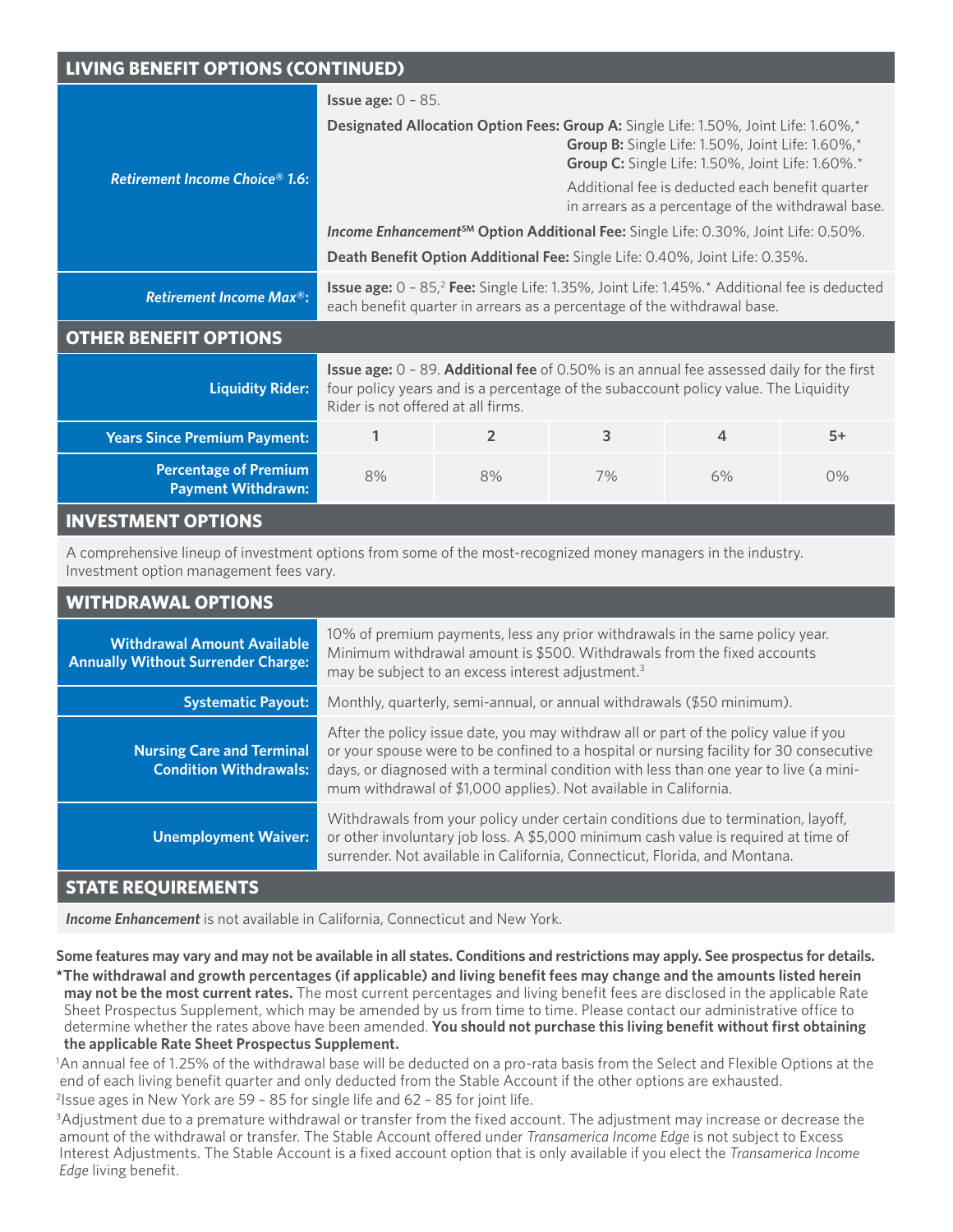## LIVING BENEFIT OPTIONS (CONTINUED)

| | |
|---|---|
| ***Retirement Income Choice® 1.6*:** | **Issue age:** 0 – 85.<br>**Designated Allocation Option Fees: Group A:** Single Life: 1.50%, Joint Life: 1.60%,* **Group B:** Single Life: 1.50%, Joint Life: 1.60%,* **Group C:** Single Life: 1.50%, Joint Life: 1.60%.* Additional fee is deducted each benefit quarter in arrears as a percentage of the withdrawal base.<br>***Income Enhancement*℠ Option Additional Fee:** Single Life: 0.30%, Joint Life: 0.50%.<br>**Death Benefit Option Additional Fee:** Single Life: 0.40%, Joint Life: 0.35%. |
| ***Retirement Income Max®*:** | **Issue age:** 0 – 85,[2] **Fee:** Single Life: 1.35%, Joint Life: 1.45%.* Additional fee is deducted each benefit quarter in arrears as a percentage of the withdrawal base. |

## OTHER BENEFIT OPTIONS

| | | | | | |
|---|---|---|---|---|---|
| **Liquidity Rider:** | **Issue age:** 0 – 89. **Additional fee** of 0.50% is an annual fee assessed daily for the first four policy years and is a percentage of the subaccount policy value. The Liquidity Rider is not offered at all firms. | | | | |
| **Years Since Premium Payment:** | **1** | **2** | **3** | **4** | **5+** |
| **Percentage of Premium Payment Withdrawn:** | 8% | 8% | 7% | 6% | 0% |

## INVESTMENT OPTIONS

A comprehensive lineup of investment options from some of the most-recognized money managers in the industry. Investment option management fees vary.

## WITHDRAWAL OPTIONS

| | |
|---|---|
| **Withdrawal Amount Available Annually Without Surrender Charge:** | 10% of premium payments, less any prior withdrawals in the same policy year. Minimum withdrawal amount is $500. Withdrawals from the fixed accounts may be subject to an excess interest adjustment.[3] |
| **Systematic Payout:** | Monthly, quarterly, semi-annual, or annual withdrawals ($50 minimum). |
| **Nursing Care and Terminal Condition Withdrawals:** | After the policy issue date, you may withdraw all or part of the policy value if you or your spouse were to be confined to a hospital or nursing facility for 30 consecutive days, or diagnosed with a terminal condition with less than one year to live (a minimum withdrawal of $1,000 applies). Not available in California. |
| **Unemployment Waiver:** | Withdrawals from your policy under certain conditions due to termination, layoff, or other involuntary job loss. A $5,000 minimum cash value is required at time of surrender. Not available in California, Connecticut, Florida, and Montana. |

## STATE REQUIREMENTS

***Income Enhancement*** is not available in California, Connecticut and New York.

**Some features may vary and may not be available in all states. Conditions and restrictions may apply. See prospectus for details.**

***The withdrawal and growth percentages (if applicable) and living benefit fees may change and the amounts listed herein may not be the most current rates.** The most current percentages and living benefit fees are disclosed in the applicable Rate Sheet Prospectus Supplement, which may be amended by us from time to time. Please contact our administrative office to determine whether the rates above have been amended. **You should not purchase this living benefit without first obtaining the applicable Rate Sheet Prospectus Supplement.**

[1]An annual fee of 1.25% of the withdrawal base will be deducted on a pro-rata basis from the Select and Flexible Options at the end of each living benefit quarter and only deducted from the Stable Account if the other options are exhausted.

[2]Issue ages in New York are 59 – 85 for single life and 62 – 85 for joint life.

[3]Adjustment due to a premature withdrawal or transfer from the fixed account. The adjustment may increase or decrease the amount of the withdrawal or transfer. The Stable Account offered under *Transamerica Income Edge* is not subject to Excess Interest Adjustments. The Stable Account is a fixed account option that is only available if you elect the *Transamerica Income Edge* living benefit.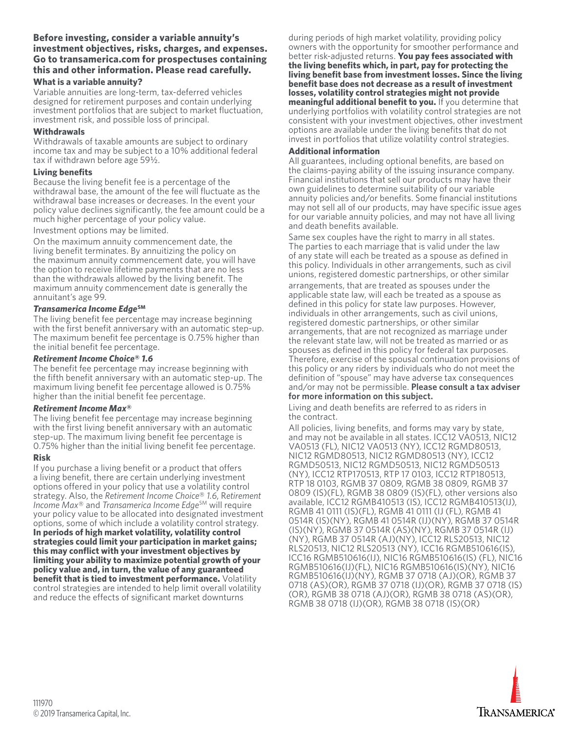**Before investing, consider a variable annuity's investment objectives, risks, charges, and expenses. Go to transamerica.com for prospectuses containing this and other information. Please read carefully.**

**What is a variable annuity?**

Variable annuities are long-term, tax-deferred vehicles designed for retirement purposes and contain underlying investment portfolios that are subject to market fluctuation, investment risk, and possible loss of principal.

**Withdrawals**

Withdrawals of taxable amounts are subject to ordinary income tax and may be subject to a 10% additional federal tax if withdrawn before age 59½.

**Living benefits**

Because the living benefit fee is a percentage of the withdrawal base, the amount of the fee will fluctuate as the withdrawal base increases or decreases. In the event your policy value declines significantly, the fee amount could be a much higher percentage of your policy value.

Investment options may be limited.

On the maximum annuity commencement date, the living benefit terminates. By annuitizing the policy on the maximum annuity commencement date, you will have the option to receive lifetime payments that are no less than the withdrawals allowed by the living benefit. The maximum annuity commencement date is generally the annuitant's age 99.

***Transamerica Income Edge℠***

The living benefit fee percentage may increase beginning with the first benefit anniversary with an automatic step-up. The maximum benefit fee percentage is 0.75% higher than the initial benefit fee percentage.

***Retirement Income Choice® 1.6***

The benefit fee percentage may increase beginning with the fifth benefit anniversary with an automatic step-up. The maximum living benefit fee percentage allowed is 0.75% higher than the initial benefit fee percentage.

***Retirement Income Max®***

The living benefit fee percentage may increase beginning with the first living benefit anniversary with an automatic step-up. The maximum living benefit fee percentage is 0.75% higher than the initial living benefit fee percentage.

**Risk**

If you purchase a living benefit or a product that offers a living benefit, there are certain underlying investment options offered in your policy that use a volatility control strategy. Also, the *Retirement Income Choice® 1.6*, *Retirement Income Max®* and *Transamerica Income Edge℠* will require your policy value to be allocated into designated investment options, some of which include a volatility control strategy. **In periods of high market volatility, volatility control strategies could limit your participation in market gains; this may conflict with your investment objectives by limiting your ability to maximize potential growth of your policy value and, in turn, the value of any guaranteed benefit that is tied to investment performance.** Volatility control strategies are intended to help limit overall volatility and reduce the effects of significant market downturns during periods of high market volatility, providing policy owners with the opportunity for smoother performance and better risk-adjusted returns. **You pay fees associated with the living benefits which, in part, pay for protecting the living benefit base from investment losses. Since the living benefit base does not decrease as a result of investment losses, volatility control strategies might not provide meaningful additional benefit to you.** If you determine that underlying portfolios with volatility control strategies are not consistent with your investment objectives, other investment options are available under the living benefits that do not invest in portfolios that utilize volatility control strategies.

**Additional information**

All guarantees, including optional benefits, are based on the claims-paying ability of the issuing insurance company. Financial institutions that sell our products may have their own guidelines to determine suitability of our variable annuity policies and/or benefits. Some financial institutions may not sell all of our products, may have specific issue ages for our variable annuity policies, and may not have all living and death benefits available.

Same sex couples have the right to marry in all states. The parties to each marriage that is valid under the law of any state will each be treated as a spouse as defined in this policy. Individuals in other arrangements, such as civil unions, registered domestic partnerships, or other similar arrangements, that are treated as spouses under the applicable state law, will each be treated as a spouse as defined in this policy for state law purposes. However, individuals in other arrangements, such as civil unions, registered domestic partnerships, or other similar arrangements, that are not recognized as marriage under the relevant state law, will not be treated as married or as spouses as defined in this policy for federal tax purposes. Therefore, exercise of the spousal continuation provisions of this policy or any riders by individuals who do not meet the definition of "spouse" may have adverse tax consequences and/or may not be permissible. **Please consult a tax adviser for more information on this subject.**

Living and death benefits are referred to as riders in the contract.

All policies, living benefits, and forms may vary by state, and may not be available in all states. ICC12 VA0513, NIC12 VA0513 (FL), NIC12 VA0513 (NY), ICC12 RGMD80513, NIC12 RGMD80513, NIC12 RGMD80513 (NY), ICC12 RGMD50513, NIC12 RGMD50513, NIC12 RGMD50513 (NY), ICC12 RTP170513, RTP 17 0103, ICC12 RTP180513, RTP 18 0103, RGMB 37 0809, RGMB 38 0809, RGMB 37 0809 (IS)(FL), RGMB 38 0809 (IS)(FL), other versions also available, ICC12 RGMB410513 (IS), ICC12 RGMB410513(IJ), RGMB 41 0111 (IS)(FL), RGMB 41 0111 (IJ (FL), RGMB 41 0514R (IS)(NY), RGMB 41 0514R (IJ)(NY), RGMB 37 0514R (IS)(NY), RGMB 37 0514R (AS)(NY), RGMB 37 0514R (IJ) (NY), RGMB 37 0514R (AJ)(NY), ICC12 RLS20513, NIC12 RLS20513, NIC12 RLS20513 (NY), ICC16 RGMB510616(IS), ICC16 RGMB510616(IJ), NIC16 RGMB510616(IS) (FL), NIC16 RGMB510616(IJ)(FL), NIC16 RGMB510616(IS)(NY), NIC16 RGMB510616(IJ)(NY), RGMB 37 0718 (AJ)(OR), RGMB 37 0718 (AS)(OR), RGMB 37 0718 (IJ)(OR), RGMB 37 0718 (IS) (OR), RGMB 38 0718 (AJ)(OR), RGMB 38 0718 (AS)(OR), RGMB 38 0718 (IJ)(OR), RGMB 38 0718 (IS)(OR)

111970
© 2019 Transamerica Capital, Inc.

TRANSAMERICA®